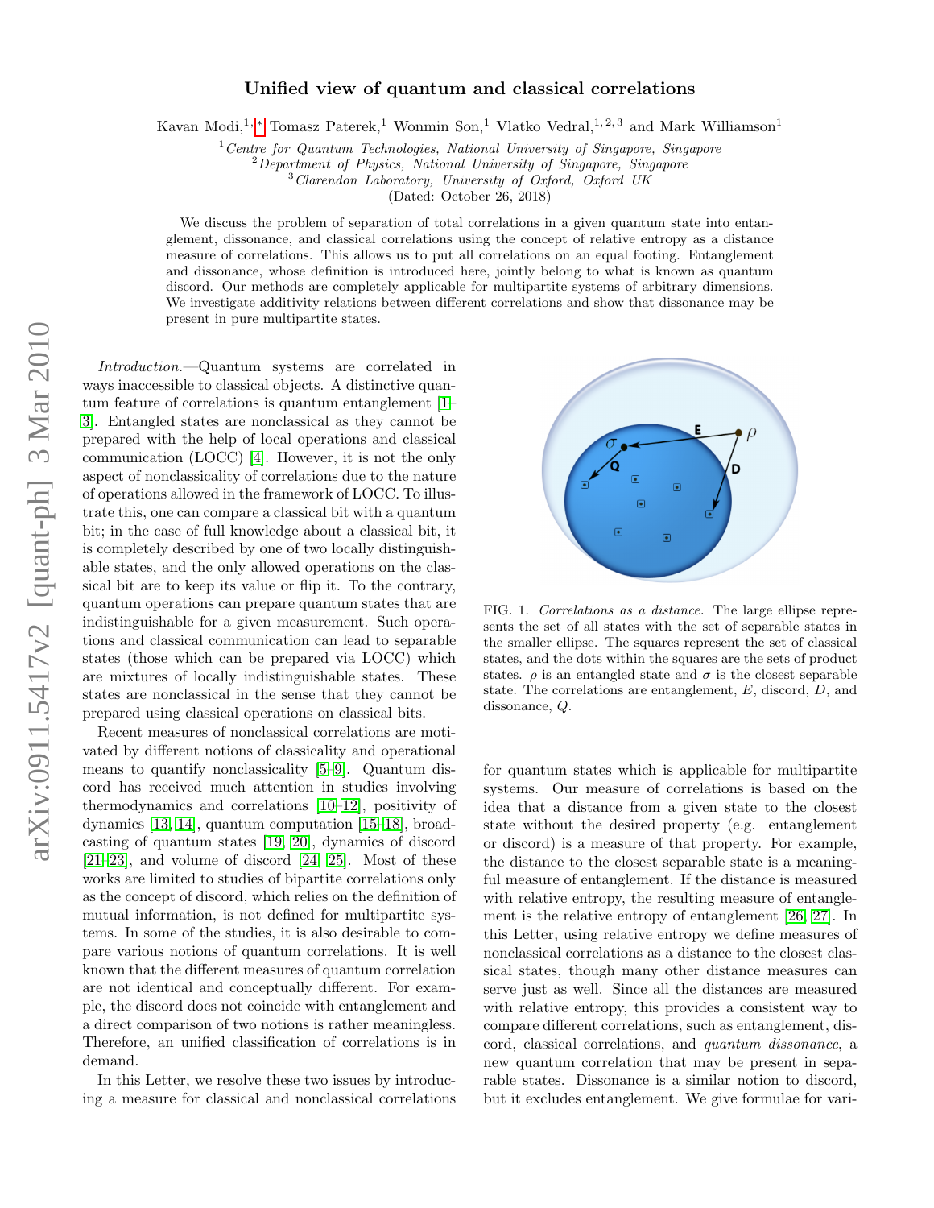# Unified view of quantum and classical correlations

Kavan Modi,[1,*] Tomasz Paterek,[1] Wonmin Son,[1] Vlatko Vedral,[1,2,3] and Mark Williamson[1]

[1] *Centre for Quantum Technologies, National University of Singapore, Singapore*
[2] *Department of Physics, National University of Singapore, Singapore*
[3] *Clarendon Laboratory, University of Oxford, Oxford UK*

(Dated: October 26, 2018)

We discuss the problem of separation of total correlations in a given quantum state into entanglement, dissonance, and classical correlations using the concept of relative entropy as a distance measure of correlations. This allows us to put all correlations on an equal footing. Entanglement and dissonance, whose definition is introduced here, jointly belong to what is known as quantum discord. Our methods are completely applicable for multipartite systems of arbitrary dimensions. We investigate additivity relations between different correlations and show that dissonance may be present in pure multipartite states.

*Introduction.*—Quantum systems are correlated in ways inaccessible to classical objects. A distinctive quantum feature of correlations is quantum entanglement [1–3]. Entangled states are nonclassical as they cannot be prepared with the help of local operations and classical communication (LOCC) [4]. However, it is not the only aspect of nonclassicality of correlations due to the nature of operations allowed in the framework of LOCC. To illustrate this, one can compare a classical bit with a quantum bit; in the case of full knowledge about a classical bit, it is completely described by one of two locally distinguishable states, and the only allowed operations on the classical bit are to keep its value or flip it. To the contrary, quantum operations can prepare quantum states that are indistinguishable for a given measurement. Such operations and classical communication can lead to separable states (those which can be prepared via LOCC) which are mixtures of locally indistinguishable states. These states are nonclassical in the sense that they cannot be prepared using classical operations on classical bits.

Recent measures of nonclassical correlations are motivated by different notions of classicality and operational means to quantify nonclassicality [5–9]. Quantum discord has received much attention in studies involving thermodynamics and correlations [10–12], positivity of dynamics [13, 14], quantum computation [15–18], broadcasting of quantum states [19, 20], dynamics of discord [21–23], and volume of discord [24, 25]. Most of these works are limited to studies of bipartite correlations only as the concept of discord, which relies on the definition of mutual information, is not defined for multipartite systems. In some of the studies, it is also desirable to compare various notions of quantum correlations. It is well known that the different measures of quantum correlation are not identical and conceptually different. For example, the discord does not coincide with entanglement and a direct comparison of two notions is rather meaningless. Therefore, an unified classification of correlations is in demand.

In this Letter, we resolve these two issues by introducing a measure for classical and nonclassical correlations for quantum states which is applicable for multipartite systems. Our measure of correlations is based on the idea that a distance from a given state to the closest state without the desired property (e.g. entanglement or discord) is a measure of that property. For example, the distance to the closest separable state is a meaningful measure of entanglement. If the distance is measured with relative entropy, the resulting measure of entanglement is the relative entropy of entanglement [26, 27]. In this Letter, using relative entropy we define measures of nonclassical correlations as a distance to the closest classical states, though many other distance measures can serve just as well. Since all the distances are measured with relative entropy, this provides a consistent way to compare different correlations, such as entanglement, discord, classical correlations, and *quantum dissonance*, a new quantum correlation that may be present in separable states. Dissonance is a similar notion to discord, but it excludes entanglement. We give formulae for vari-

FIG. 1. *Correlations as a distance.* The large ellipse represents the set of all states with the set of separable states in the smaller ellipse. The squares represent the set of classical states, and the dots within the squares are the sets of product states. $\rho$ is an entangled state and $\sigma$ is the closest separable state. The correlations are entanglement, $E$, discord, $D$, and dissonance, $Q$.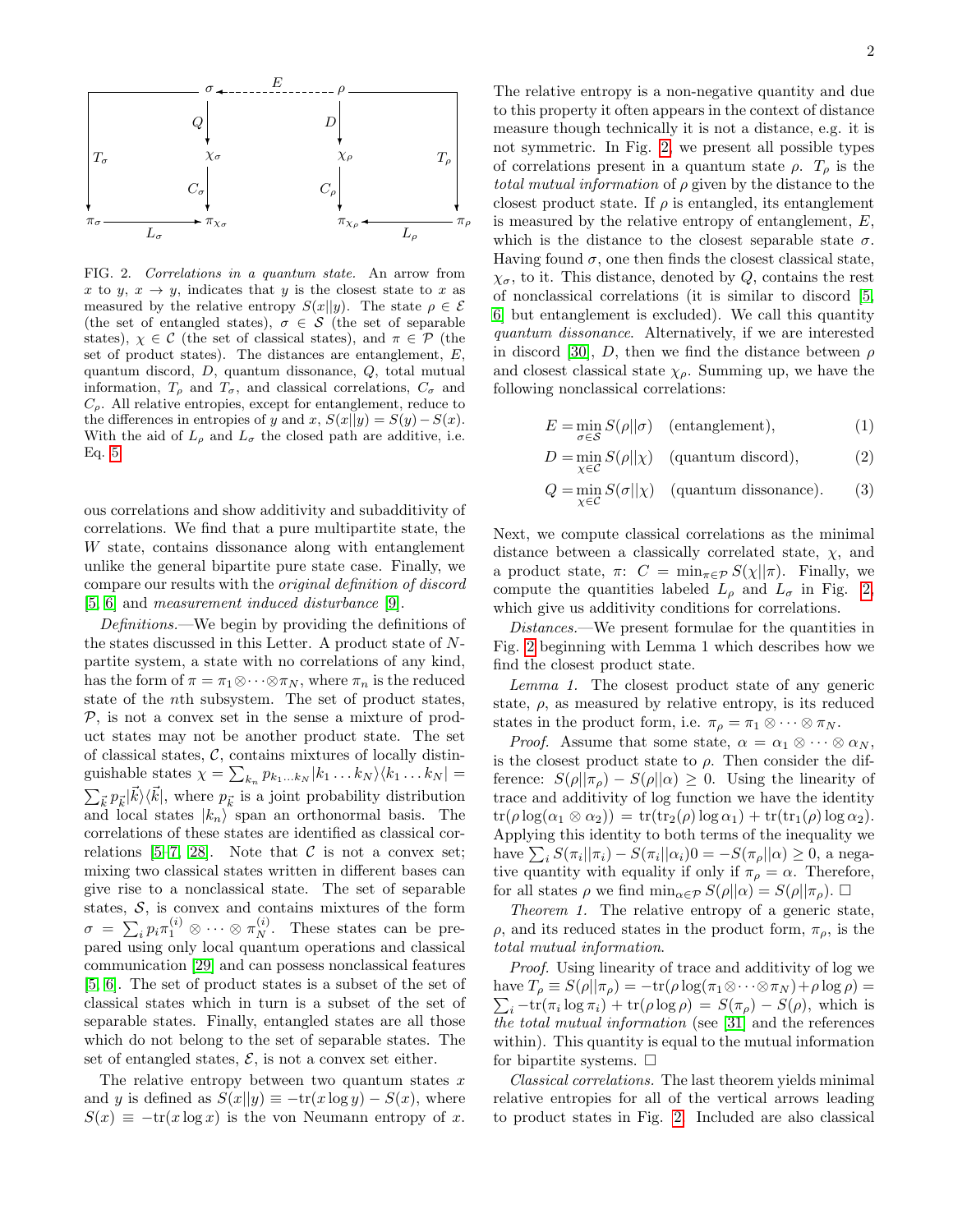FIG. 2. *Correlations in a quantum state.* An arrow from $x$ to $y$, $x \to y$, indicates that $y$ is the closest state to $x$ as measured by the relative entropy $S(x||y)$. The state $\rho \in \mathcal{E}$ (the set of entangled states), $\sigma \in \mathcal{S}$ (the set of separable states), $\chi \in \mathcal{C}$ (the set of classical states), and $\pi \in \mathcal{P}$ (the set of product states). The distances are entanglement, $E$, quantum discord, $D$, quantum dissonance, $Q$, total mutual information, $T_\rho$ and $T_\sigma$, and classical correlations, $C_\sigma$ and $C_\rho$. All relative entropies, except for entanglement, reduce to the differences in entropies of $y$ and $x$, $S(x||y) = S(y) - S(x)$. With the aid of $L_\rho$ and $L_\sigma$ the closed path are additive, i.e. Eq. 5.

ous correlations and show additivity and subadditivity of correlations. We find that a pure multipartite state, the $W$ state, contains dissonance along with entanglement unlike the general bipartite pure state case. Finally, we compare our results with the *original definition of discord* [5, 6] and *measurement induced disturbance* [9].

*Definitions.*—We begin by providing the definitions of the states discussed in this Letter. A product state of $N$-partite system, a state with no correlations of any kind, has the form of $\pi = \pi_1 \otimes \cdots \otimes \pi_N$, where $\pi_n$ is the reduced state of the $n$th subsystem. The set of product states, $\mathcal{P}$, is not a convex set in the sense a mixture of product states may not be another product state. The set of classical states, $\mathcal{C}$, contains mixtures of locally distinguishable states $\chi = \sum_{k_n} p_{k_1 \ldots k_N} |k_1 \ldots k_N\rangle\langle k_1 \ldots k_N| = \sum_{\vec{k}} p_{\vec{k}} |\vec{k}\rangle\langle\vec{k}|$, where $p_{\vec{k}}$ is a joint probability distribution and local states $|k_n\rangle$ span an orthonormal basis. The correlations of these states are identified as classical correlations [5–7, 28]. Note that $\mathcal{C}$ is not a convex set; mixing two classical states written in different bases can give rise to a nonclassical state. The set of separable states, $\mathcal{S}$, is convex and contains mixtures of the form $\sigma = \sum_i p_i \pi_1^{(i)} \otimes \cdots \otimes \pi_N^{(i)}$. These states can be prepared using only local quantum operations and classical communication [29] and can possess nonclassical features [5, 6]. The set of product states is a subset of the set of classical states which in turn is a subset of the set of separable states. Finally, entangled states are all those which do not belong to the set of separable states. The set of entangled states, $\mathcal{E}$, is not a convex set either.

The relative entropy between two quantum states $x$ and $y$ is defined as $S(x||y) \equiv -\mathrm{tr}(x \log y) - S(x)$, where $S(x) \equiv -\mathrm{tr}(x \log x)$ is the von Neumann entropy of $x$. The relative entropy is a non-negative quantity and due to this property it often appears in the context of distance measure though technically it is not a distance, e.g. it is not symmetric. In Fig. 2, we present all possible types of correlations present in a quantum state $\rho$. $T_\rho$ is the *total mutual information* of $\rho$ given by the distance to the closest product state. If $\rho$ is entangled, its entanglement is measured by the relative entropy of entanglement, $E$, which is the distance to the closest separable state $\sigma$. Having found $\sigma$, one then finds the closest classical state, $\chi_\sigma$, to it. This distance, denoted by $Q$, contains the rest of nonclassical correlations (it is similar to discord [5, 6] but entanglement is excluded). We call this quantity *quantum dissonance*. Alternatively, if we are interested in discord [30], $D$, then we find the distance between $\rho$ and closest classical state $\chi_\rho$. Summing up, we have the following nonclassical correlations:

$$E = \min_{\sigma \in \mathcal{S}} S(\rho||\sigma) \quad \text{(entanglement)}, \tag{1}$$

$$D = \min_{\chi \in \mathcal{C}} S(\rho||\chi) \quad \text{(quantum discord)}, \tag{2}$$

$$Q = \min_{\chi \in \mathcal{C}} S(\sigma||\chi) \quad \text{(quantum dissonance)}. \tag{3}$$

Next, we compute classical correlations as the minimal distance between a classically correlated state, $\chi$, and a product state, $\pi$: $C = \min_{\pi \in \mathcal{P}} S(\chi||\pi)$. Finally, we compute the quantities labeled $L_\rho$ and $L_\sigma$ in Fig. 2, which give us additivity conditions for correlations.

*Distances.*—We present formulae for the quantities in Fig. 2 beginning with Lemma 1 which describes how we find the closest product state.

*Lemma 1.* The closest product state of any generic state, $\rho$, as measured by relative entropy, is its reduced states in the product form, i.e. $\pi_\rho = \pi_1 \otimes \cdots \otimes \pi_N$.

*Proof.* Assume that some state, $\alpha = \alpha_1 \otimes \cdots \otimes \alpha_N$, is the closest product state to $\rho$. Then consider the difference: $S(\rho||\pi_\rho) - S(\rho||\alpha) \geq 0$. Using the linearity of trace and additivity of log function we have the identity $\mathrm{tr}(\rho \log(\alpha_1 \otimes \alpha_2)) = \mathrm{tr}(\mathrm{tr}_2(\rho) \log \alpha_1) + \mathrm{tr}(\mathrm{tr}_1(\rho) \log \alpha_2)$. Applying this identity to both terms of the inequality we have $\sum_i S(\pi_i||\pi_i) - S(\pi_i||\alpha_i) 0 = -S(\pi_\rho||\alpha) \geq 0$, a negative quantity with equality if only if $\pi_\rho = \alpha$. Therefore, for all states $\rho$ we find $\min_{\alpha \in \mathcal{P}} S(\rho||\alpha) = S(\rho||\pi_\rho)$. $\square$

*Theorem 1.* The relative entropy of a generic state, $\rho$, and its reduced states in the product form, $\pi_\rho$, is the *total mutual information*.

*Proof.* Using linearity of trace and additivity of log we have $T_\rho \equiv S(\rho||\pi_\rho) = -\mathrm{tr}(\rho \log(\pi_1 \otimes \cdots \otimes \pi_N) + \rho \log \rho) = \sum_i -\mathrm{tr}(\pi_i \log \pi_i) + \mathrm{tr}(\rho \log \rho) = S(\pi_\rho) - S(\rho)$, which is *the total mutual information* (see [31] and the references within). This quantity is equal to the mutual information for bipartite systems. $\square$

*Classical correlations.* The last theorem yields minimal relative entropies for all of the vertical arrows leading to product states in Fig. 2. Included are also classical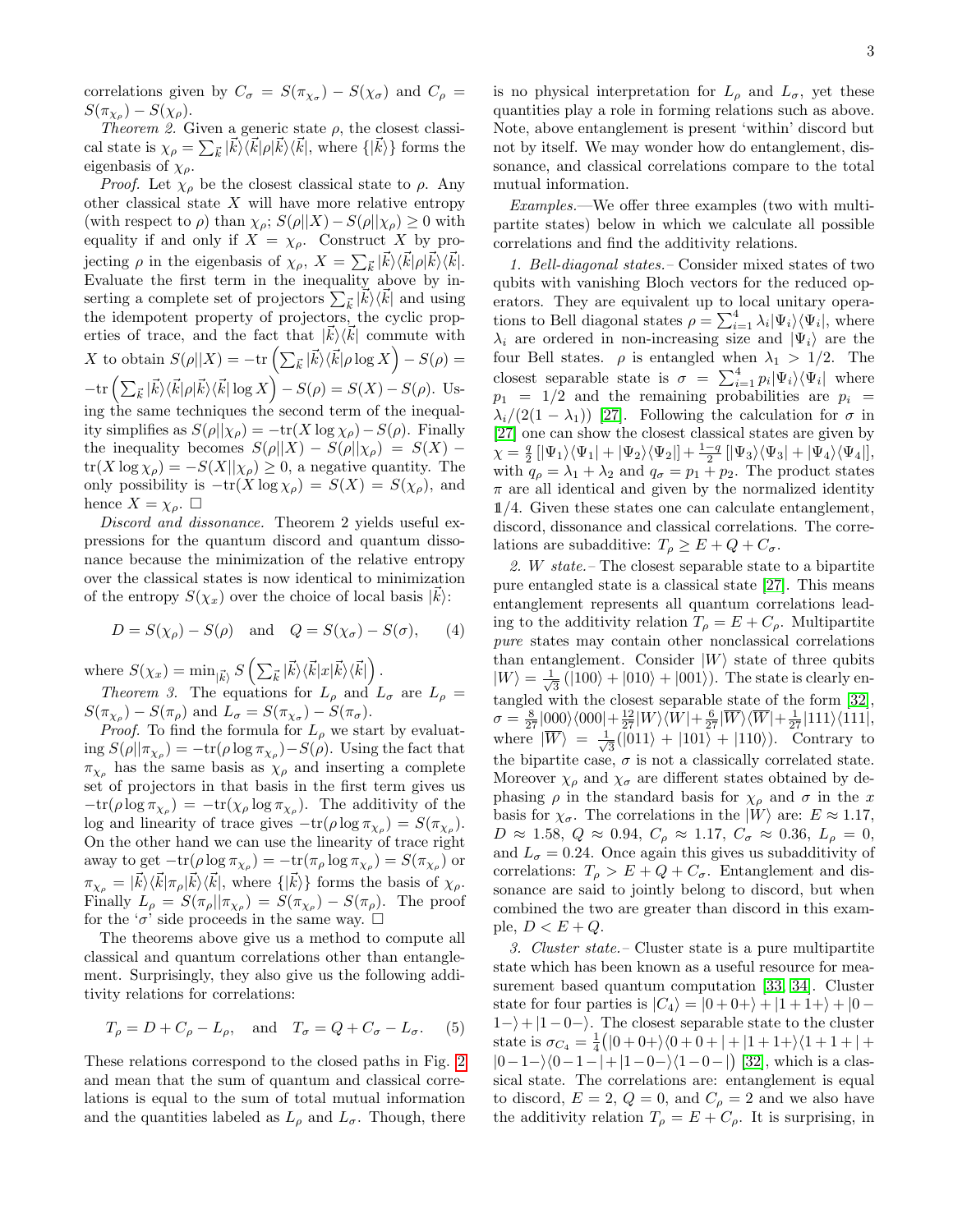correlations given by $C_\sigma = S(\pi_{\chi_\sigma}) - S(\chi_\sigma)$ and $C_\rho = S(\pi_{\chi_\rho}) - S(\chi_\rho)$.

*Theorem 2.* Given a generic state $\rho$, the closest classical state is $\chi_\rho = \sum_{\vec{k}} |\vec{k}\rangle\langle\vec{k}|\rho|\vec{k}\rangle\langle\vec{k}|$, where $\{|\vec{k}\rangle\}$ forms the eigenbasis of $\chi_\rho$.

*Proof.* Let $\chi_\rho$ be the closest classical state to $\rho$. Any other classical state $X$ will have more relative entropy (with respect to $\rho$) than $\chi_\rho$; $S(\rho||X) - S(\rho||\chi_\rho) \geq 0$ with equality if and only if $X = \chi_\rho$. Construct $X$ by projecting $\rho$ in the eigenbasis of $\chi_\rho$, $X = \sum_{\vec{k}} |\vec{k}\rangle\langle\vec{k}|\rho|\vec{k}\rangle\langle\vec{k}|$. Evaluate the first term in the inequality above by inserting a complete set of projectors $\sum_{\vec{k}} |\vec{k}\rangle\langle\vec{k}|$ and using the idempotent property of projectors, the cyclic properties of trace, and the fact that $|\vec{k}\rangle\langle\vec{k}|$ commute with $X$ to obtain $S(\rho||X) = -\text{tr}\left(\sum_{\vec{k}} |\vec{k}\rangle\langle\vec{k}|\rho \log X\right) - S(\rho) = -\text{tr}\left(\sum_{\vec{k}} |\vec{k}\rangle\langle\vec{k}|\rho|\vec{k}\rangle\langle\vec{k}| \log X\right) - S(\rho) = S(X) - S(\rho)$. Using the same techniques the second term of the inequality simplifies as $S(\rho||\chi_\rho) = -\text{tr}(X \log \chi_\rho) - S(\rho)$. Finally the inequality becomes $S(\rho||X) - S(\rho||\chi_\rho) = S(X) - \text{tr}(X \log \chi_\rho) = -S(X||\chi_\rho) \geq 0$, a negative quantity. The only possibility is $-\text{tr}(X \log \chi_\rho) = S(X) = S(\chi_\rho)$, and hence $X = \chi_\rho$. □

*Discord and dissonance.* Theorem 2 yields useful expressions for the quantum discord and quantum dissonance because the minimization of the relative entropy over the classical states is now identical to minimization of the entropy $S(\chi_x)$ over the choice of local basis $|\vec{k}\rangle$:

$$D = S(\chi_\rho) - S(\rho) \quad \text{and} \quad Q = S(\chi_\sigma) - S(\sigma), \qquad (4)$$

where $S(\chi_x) = \min_{|\vec{k}\rangle} S\left(\sum_{\vec{k}} |\vec{k}\rangle\langle\vec{k}|x|\vec{k}\rangle\langle\vec{k}|\right)$.

*Theorem 3.* The equations for $L_\rho$ and $L_\sigma$ are $L_\rho = S(\pi_{\chi_\rho}) - S(\pi_\rho)$ and $L_\sigma = S(\pi_{\chi_\sigma}) - S(\pi_\sigma)$.

*Proof.* To find the formula for $L_\rho$ we start by evaluating $S(\rho||\pi_{\chi_\rho}) = -\text{tr}(\rho \log \pi_{\chi_\rho}) - S(\rho)$. Using the fact that $\pi_{\chi_\rho}$ has the same basis as $\chi_\rho$ and inserting a complete set of projectors in that basis in the first term gives us $-\text{tr}(\rho \log \pi_{\chi_\rho}) = -\text{tr}(\chi_\rho \log \pi_{\chi_\rho})$. The additivity of the log and linearity of trace gives $-\text{tr}(\rho \log \pi_{\chi_\rho}) = S(\pi_{\chi_\rho})$. On the other hand we can use the linearity of trace right away to get $-\text{tr}(\rho \log \pi_{\chi_\rho}) = -\text{tr}(\pi_\rho \log \pi_{\chi_\rho}) = S(\pi_{\chi_\rho})$ or $\pi_{\chi_\rho} = |\vec{k}\rangle\langle\vec{k}|\pi_\rho|\vec{k}\rangle\langle\vec{k}|$, where $\{|\vec{k}\rangle\}$ forms the basis of $\chi_\rho$. Finally $L_\rho = S(\pi_\rho||\pi_{\chi_\rho}) = S(\pi_{\chi_\rho}) - S(\pi_\rho)$. The proof for the '$\sigma$' side proceeds in the same way. □

The theorems above give us a method to compute all classical and quantum correlations other than entanglement. Surprisingly, they also give us the following additivity relations for correlations:

$$T_\rho = D + C_\rho - L_\rho, \quad \text{and} \quad T_\sigma = Q + C_\sigma - L_\sigma. \qquad (5)$$

These relations correspond to the closed paths in Fig. 2 and mean that the sum of quantum and classical correlations is equal to the sum of total mutual information and the quantities labeled as $L_\rho$ and $L_\sigma$. Though, there is no physical interpretation for $L_\rho$ and $L_\sigma$, yet these quantities play a role in forming relations such as above. Note, above entanglement is present 'within' discord but not by itself. We may wonder how do entanglement, dissonance, and classical correlations compare to the total mutual information.

*Examples.*—We offer three examples (two with multipartite states) below in which we calculate all possible correlations and find the additivity relations.

*1. Bell-diagonal states.*– Consider mixed states of two qubits with vanishing Bloch vectors for the reduced operators. They are equivalent up to local unitary operations to Bell diagonal states $\rho = \sum_{i=1}^4 \lambda_i |\Psi_i\rangle\langle\Psi_i|$, where $\lambda_i$ are ordered in non-increasing size and $|\Psi_i\rangle$ are the four Bell states. $\rho$ is entangled when $\lambda_1 > 1/2$. The closest separable state is $\sigma = \sum_{i=1}^4 p_i |\Psi_i\rangle\langle\Psi_i|$ where $p_1 = 1/2$ and the remaining probabilities are $p_i = \lambda_i/(2(1-\lambda_1))$ [27]. Following the calculation for $\sigma$ in [27] one can show the closest classical states are given by $\chi = \frac{q}{2}\left[|\Psi_1\rangle\langle\Psi_1| + |\Psi_2\rangle\langle\Psi_2|\right] + \frac{1-q}{2}\left[|\Psi_3\rangle\langle\Psi_3| + |\Psi_4\rangle\langle\Psi_4|\right]$, with $q_\rho = \lambda_1 + \lambda_2$ and $q_\sigma = p_1 + p_2$. The product states $\pi$ are all identical and given by the normalized identity $\mathbb{1}/4$. Given these states one can calculate entanglement, discord, dissonance and classical correlations. The correlations are subadditive: $T_\rho \geq E + Q + C_\sigma$.

*2. W state.*– The closest separable state to a bipartite pure entangled state is a classical state [27]. This means entanglement represents all quantum correlations leading to the additivity relation $T_\rho = E + C_\rho$. Multipartite *pure* states may contain other nonclassical correlations than entanglement. Consider $|W\rangle$ state of three qubits $|W\rangle = \frac{1}{\sqrt{3}}(|100\rangle + |010\rangle + |001\rangle)$. The state is clearly entangled with the closest separable state of the form [32], $\sigma = \frac{8}{27}|000\rangle\langle 000| + \frac{12}{27}|W\rangle\langle W| + \frac{6}{27}|\overline{W}\rangle\langle\overline{W}| + \frac{1}{27}|111\rangle\langle 111|$, where $|\overline{W}\rangle = \frac{1}{\sqrt{3}}(|011\rangle + |101\rangle + |110\rangle)$. Contrary to the bipartite case, $\sigma$ is not a classically correlated state. Moreover $\chi_\rho$ and $\chi_\sigma$ are different states obtained by dephasing $\rho$ in the standard basis for $\chi_\rho$ and $\sigma$ in the $x$ basis for $\chi_\sigma$. The correlations in the $|W\rangle$ are: $E \approx 1.17$, $D \approx 1.58$, $Q \approx 0.94$, $C_\rho \approx 1.17$, $C_\sigma \approx 0.36$, $L_\rho = 0$, and $L_\sigma = 0.24$. Once again this gives us subadditivity of correlations: $T_\rho > E + Q + C_\sigma$. Entanglement and dissonance are said to jointly belong to discord, but when combined the two are greater than discord in this example, $D < E + Q$.

*3. Cluster state.*– Cluster state is a pure multipartite state which has been known as a useful resource for measurement based quantum computation [33, 34]. Cluster state for four parties is $|C_4\rangle = |0+0+\rangle + |1+1+\rangle + |0-1-\rangle + |1-0-\rangle$. The closest separable state to the cluster state is $\sigma_{C_4} = \frac{1}{4}\big(|0+0+\rangle\langle 0+0+| + |1+1+\rangle\langle 1+1+| + |0-1-\rangle\langle 0-1-| + |1-0-\rangle\langle 1-0-|\big)$ [32], which is a classical state. The correlations are: entanglement is equal to discord, $E = 2$, $Q = 0$, and $C_\rho = 2$ and we also have the additivity relation $T_\rho = E + C_\rho$. It is surprising, in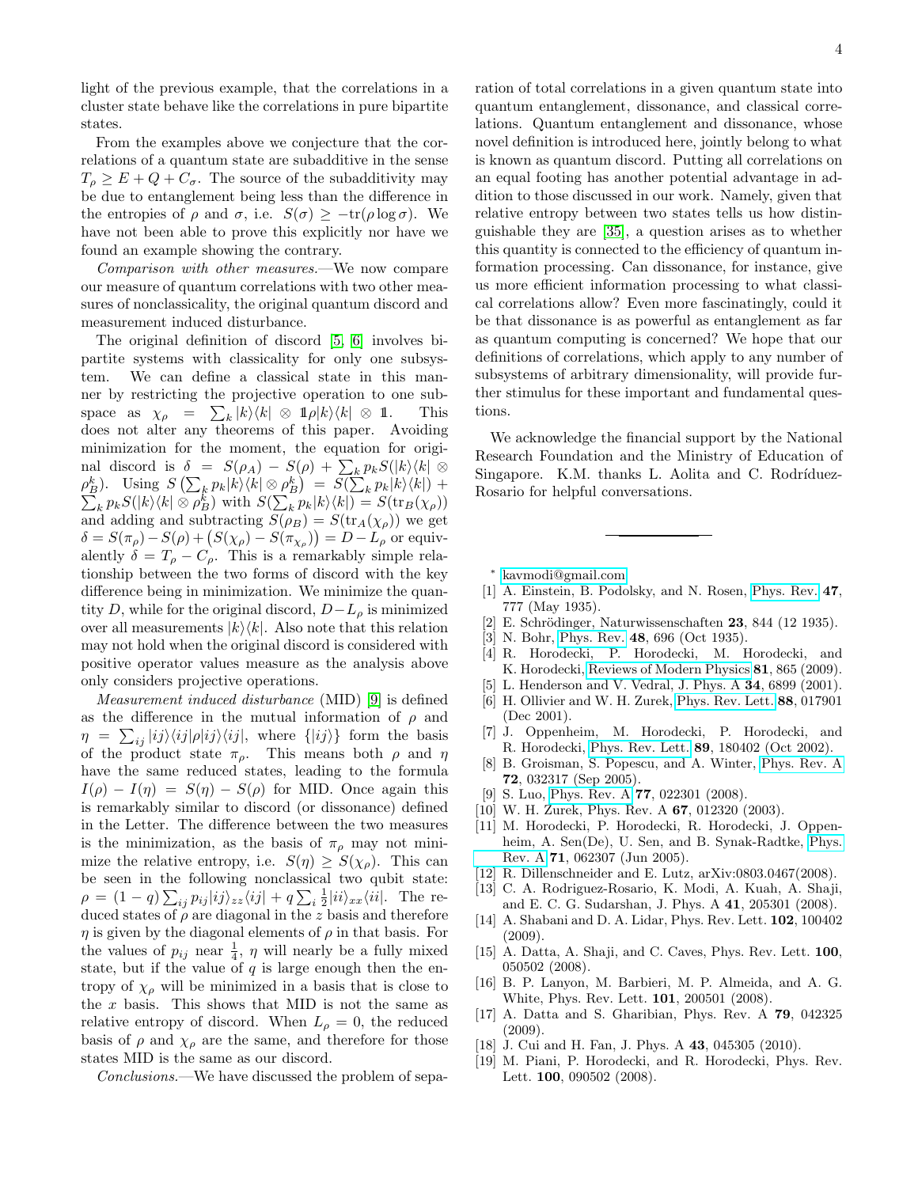light of the previous example, that the correlations in a cluster state behave like the correlations in pure bipartite states.

From the examples above we conjecture that the correlations of a quantum state are subadditive in the sense $T_\rho \geq E + Q + C_\sigma$. The source of the subadditivity may be due to entanglement being less than the difference in the entropies of $\rho$ and $\sigma$, i.e. $S(\sigma) \geq -\text{tr}(\rho \log \sigma)$. We have not been able to prove this explicitly nor have we found an example showing the contrary.

*Comparison with other measures.*—We now compare our measure of quantum correlations with two other measures of nonclassicality, the original quantum discord and measurement induced disturbance.

The original definition of discord [5, 6] involves bipartite systems with classicality for only one subsystem. We can define a classical state in this manner by restricting the projective operation to one subspace as $\chi_\rho = \sum_k |k\rangle\langle k| \otimes \mathbb{1}\rho|k\rangle\langle k| \otimes \mathbb{1}$. This does not alter any theorems of this paper. Avoiding minimization for the moment, the equation for original discord is $\delta = S(\rho_A) - S(\rho) + \sum_k p_k S(|k\rangle\langle k| \otimes \rho_B^k)$. Using $S\left(\sum_k p_k |k\rangle\langle k| \otimes \rho_B^k\right) = S(\sum_k p_k |k\rangle\langle k|) + \sum_k p_k S(|k\rangle\langle k| \otimes \rho_B^k)$ with $S(\sum_k p_k |k\rangle\langle k|) = S(\text{tr}_B(\chi_\rho))$ and adding and subtracting $S(\rho_B) = S(\text{tr}_A(\chi_\rho))$ we get $\delta = S(\pi_\rho) - S(\rho) + \left(S(\chi_\rho) - S(\pi_{\chi_\rho})\right) = D - L_\rho$ or equivalently $\delta = T_\rho - C_\rho$. This is a remarkably simple relationship between the two forms of discord with the key difference being in minimization. We minimize the quantity $D$, while for the original discord, $D - L_\rho$ is minimized over all measurements $|k\rangle\langle k|$. Also note that this relation may not hold when the original discord is considered with positive operator values measure as the analysis above only considers projective operations.

*Measurement induced disturbance* (MID) [9] is defined as the difference in the mutual information of $\rho$ and $\eta = \sum_{ij} |ij\rangle\langle ij|\rho|ij\rangle\langle ij|$, where $\{|ij\rangle\}$ form the basis of the product state $\pi_\rho$. This means both $\rho$ and $\eta$ have the same reduced states, leading to the formula $I(\rho) - I(\eta) = S(\eta) - S(\rho)$ for MID. Once again this is remarkably similar to discord (or dissonance) defined in the Letter. The difference between the two measures is the minimization, as the basis of $\pi_\rho$ may not minimize the relative entropy, i.e. $S(\eta) \geq S(\chi_\rho)$. This can be seen in the following nonclassical two qubit state: $\rho = (1-q)\sum_{ij} p_{ij} |ij\rangle_{zz}\langle ij| + q \sum_i \frac{1}{2}|ii\rangle_{xx}\langle ii|$. The reduced states of $\rho$ are diagonal in the $z$ basis and therefore $\eta$ is given by the diagonal elements of $\rho$ in that basis. For the values of $p_{ij}$ near $\frac{1}{4}$, $\eta$ will nearly be a fully mixed state, but if the value of $q$ is large enough then the entropy of $\chi_\rho$ will be minimized in a basis that is close to the $x$ basis. This shows that MID is not the same as relative entropy of discord. When $L_\rho = 0$, the reduced basis of $\rho$ and $\chi_\rho$ are the same, and therefore for those states MID is the same as our discord.

*Conclusions.*—We have discussed the problem of separation of total correlations in a given quantum state into quantum entanglement, dissonance, and classical correlations. Quantum entanglement and dissonance, whose novel definition is introduced here, jointly belong to what is known as quantum discord. Putting all correlations on an equal footing has another potential advantage in addition to those discussed in our work. Namely, given that relative entropy between two states tells us how distinguishable they are [35], a question arises as to whether this quantity is connected to the efficiency of quantum information processing. Can dissonance, for instance, give us more efficient information processing to what classical correlations allow? Even more fascinatingly, could it be that dissonance is as powerful as entanglement as far as quantum computing is concerned? We hope that our definitions of correlations, which apply to any number of subsystems of arbitrary dimensionality, will provide further stimulus for these important and fundamental questions.

We acknowledge the financial support by the National Research Foundation and the Ministry of Education of Singapore. K.M. thanks L. Aolita and C. Rodríduez-Rosario for helpful conversations.

---

\* kavmodi@gmail.com

- [1] A. Einstein, B. Podolsky, and N. Rosen, Phys. Rev. **47**, 777 (May 1935).
- [2] E. Schrödinger, Naturwissenschaften **23**, 844 (12 1935).
- [3] N. Bohr, Phys. Rev. **48**, 696 (Oct 1935).
- [4] R. Horodecki, P. Horodecki, M. Horodecki, and K. Horodecki, Reviews of Modern Physics **81**, 865 (2009).
- [5] L. Henderson and V. Vedral, J. Phys. A **34**, 6899 (2001).
- [6] H. Ollivier and W. H. Zurek, Phys. Rev. Lett. **88**, 017901 (Dec 2001).
- [7] J. Oppenheim, M. Horodecki, P. Horodecki, and R. Horodecki, Phys. Rev. Lett. **89**, 180402 (Oct 2002).
- [8] B. Groisman, S. Popescu, and A. Winter, Phys. Rev. A **72**, 032317 (Sep 2005).
- [9] S. Luo, Phys. Rev. A **77**, 022301 (2008).
- [10] W. H. Zurek, Phys. Rev. A **67**, 012320 (2003).
- [11] M. Horodecki, P. Horodecki, R. Horodecki, J. Oppenheim, A. Sen(De), U. Sen, and B. Synak-Radtke, Phys. Rev. A **71**, 062307 (Jun 2005).
- [12] R. Dillenschneider and E. Lutz, arXiv:0803.0467(2008).
- [13] C. A. Rodriguez-Rosario, K. Modi, A. Kuah, A. Shaji, and E. C. G. Sudarshan, J. Phys. A **41**, 205301 (2008).
- [14] A. Shabani and D. A. Lidar, Phys. Rev. Lett. **102**, 100402 (2009).
- [15] A. Datta, A. Shaji, and C. Caves, Phys. Rev. Lett. **100**, 050502 (2008).
- [16] B. P. Lanyon, M. Barbieri, M. P. Almeida, and A. G. White, Phys. Rev. Lett. **101**, 200501 (2008).
- [17] A. Datta and S. Gharibian, Phys. Rev. A **79**, 042325 (2009).
- [18] J. Cui and H. Fan, J. Phys. A **43**, 045305 (2010).
- [19] M. Piani, P. Horodecki, and R. Horodecki, Phys. Rev. Lett. **100**, 090502 (2008).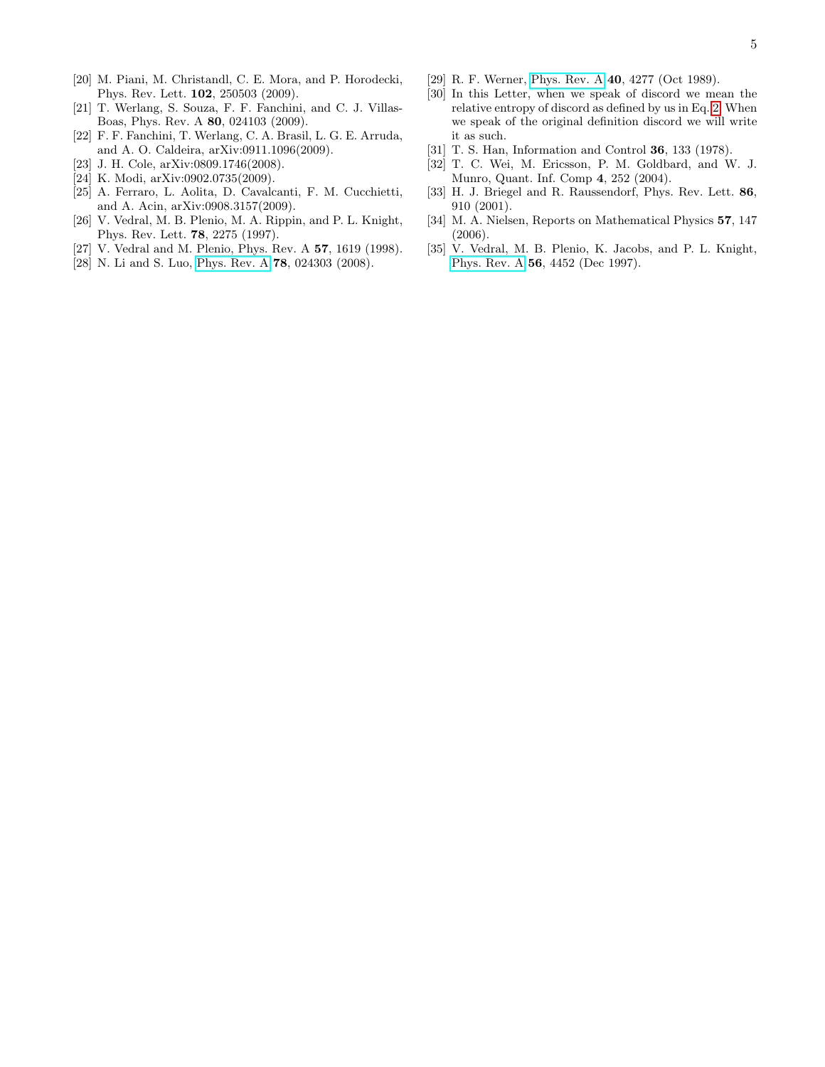[20] M. Piani, M. Christandl, C. E. Mora, and P. Horodecki, Phys. Rev. Lett. **102**, 250503 (2009).

[21] T. Werlang, S. Souza, F. F. Fanchini, and C. J. Villas-Boas, Phys. Rev. A **80**, 024103 (2009).

[22] F. F. Fanchini, T. Werlang, C. A. Brasil, L. G. E. Arruda, and A. O. Caldeira, arXiv:0911.1096(2009).

[23] J. H. Cole, arXiv:0809.1746(2008).

[24] K. Modi, arXiv:0902.0735(2009).

[25] A. Ferraro, L. Aolita, D. Cavalcanti, F. M. Cucchietti, and A. Acin, arXiv:0908.3157(2009).

[26] V. Vedral, M. B. Plenio, M. A. Rippin, and P. L. Knight, Phys. Rev. Lett. **78**, 2275 (1997).

[27] V. Vedral and M. Plenio, Phys. Rev. A **57**, 1619 (1998).

[28] N. Li and S. Luo, Phys. Rev. A **78**, 024303 (2008).

[29] R. F. Werner, Phys. Rev. A **40**, 4277 (Oct 1989).

[30] In this Letter, when we speak of discord we mean the relative entropy of discord as defined by us in Eq. 2. When we speak of the original definition discord we will write it as such.

[31] T. S. Han, Information and Control **36**, 133 (1978).

[32] T. C. Wei, M. Ericsson, P. M. Goldbard, and W. J. Munro, Quant. Inf. Comp **4**, 252 (2004).

[33] H. J. Briegel and R. Raussendorf, Phys. Rev. Lett. **86**, 910 (2001).

[34] M. A. Nielsen, Reports on Mathematical Physics **57**, 147 (2006).

[35] V. Vedral, M. B. Plenio, K. Jacobs, and P. L. Knight, Phys. Rev. A **56**, 4452 (Dec 1997).